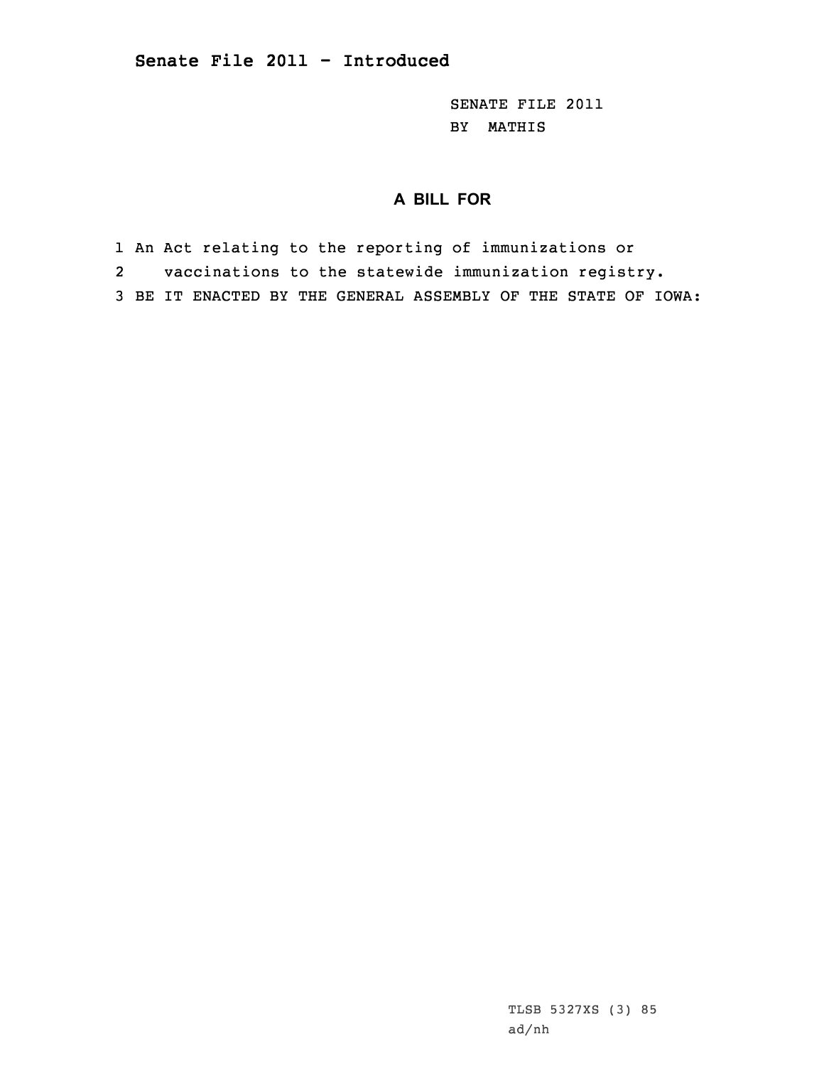**Senate File 2011 - Introduced**

SENATE FILE 2011
BY MATHIS

## A BILL FOR

1 An Act relating to the reporting of immunizations or
2 vaccinations to the statewide immunization registry.
3 BE IT ENACTED BY THE GENERAL ASSEMBLY OF THE STATE OF IOWA:

TLSB 5327XS (3) 85
ad/nh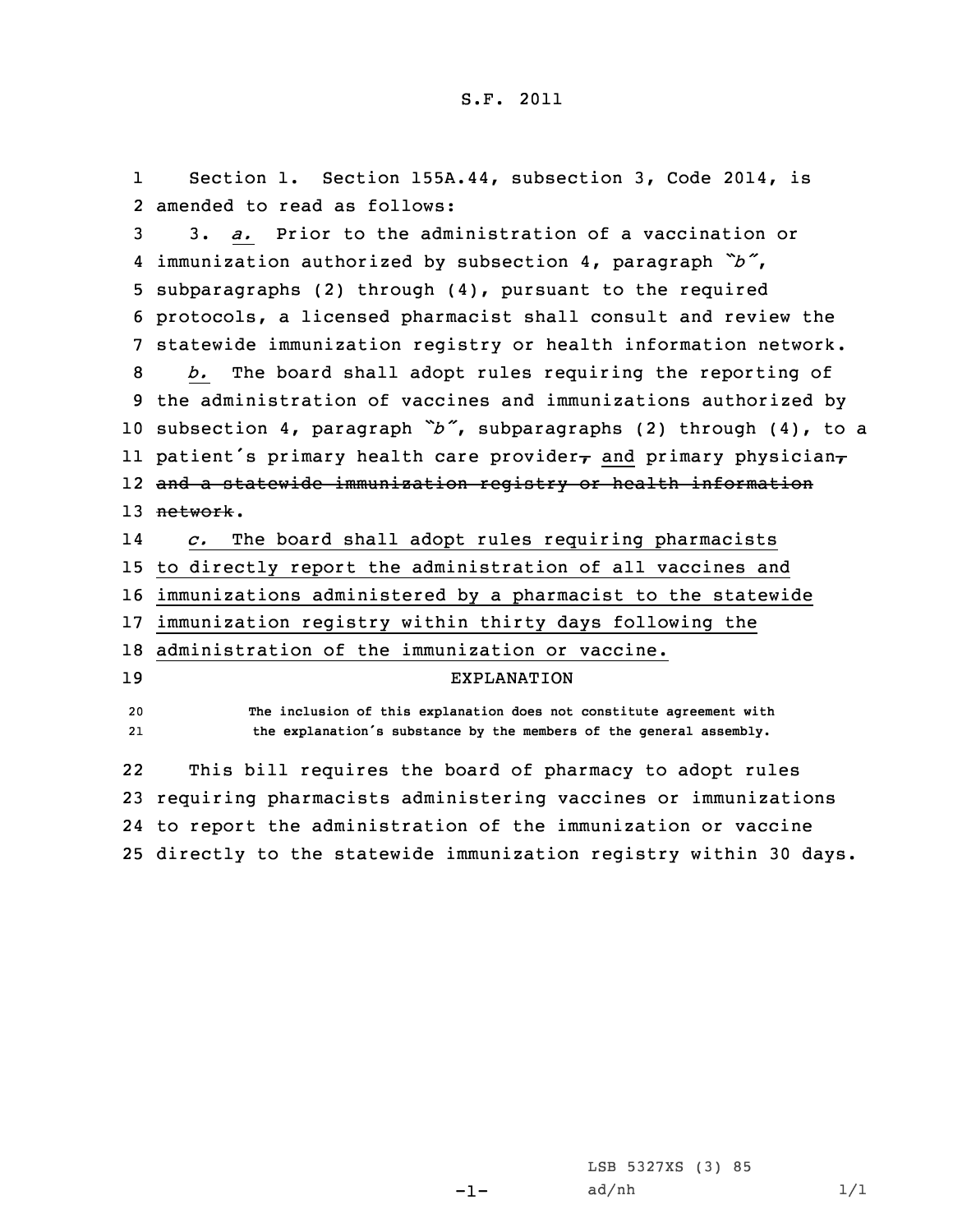S.F. 2011

1 Section 1. Section 155A.44, subsection 3, Code 2014, is
2 amended to read as follows:

3 3. *a.* Prior to the administration of a vaccination or
4 immunization authorized by subsection 4, paragraph *"b"*,
5 subparagraphs (2) through (4), pursuant to the required
6 protocols, a licensed pharmacist shall consult and review the
7 statewide immunization registry or health information network.

8 *b.* The board shall adopt rules requiring the reporting of
9 the administration of vaccines and immunizations authorized by
10 subsection 4, paragraph *"b"*, subparagraphs (2) through (4), to a
11 patient's primary health care provider~~,~~ and primary physician~~,~~
12 ~~and a statewide immunization registry or health information~~
13 ~~network~~.

14 *c.* The board shall adopt rules requiring pharmacists
15 to directly report the administration of all vaccines and
16 immunizations administered by a pharmacist to the statewide
17 immunization registry within thirty days following the
18 administration of the immunization or vaccine.

19 EXPLANATION

20 The inclusion of this explanation does not constitute agreement with
21 the explanation's substance by the members of the general assembly.

22 This bill requires the board of pharmacy to adopt rules
23 requiring pharmacists administering vaccines or immunizations
24 to report the administration of the immunization or vaccine
25 directly to the statewide immunization registry within 30 days.

LSB 5327XS (3) 85
ad/nh